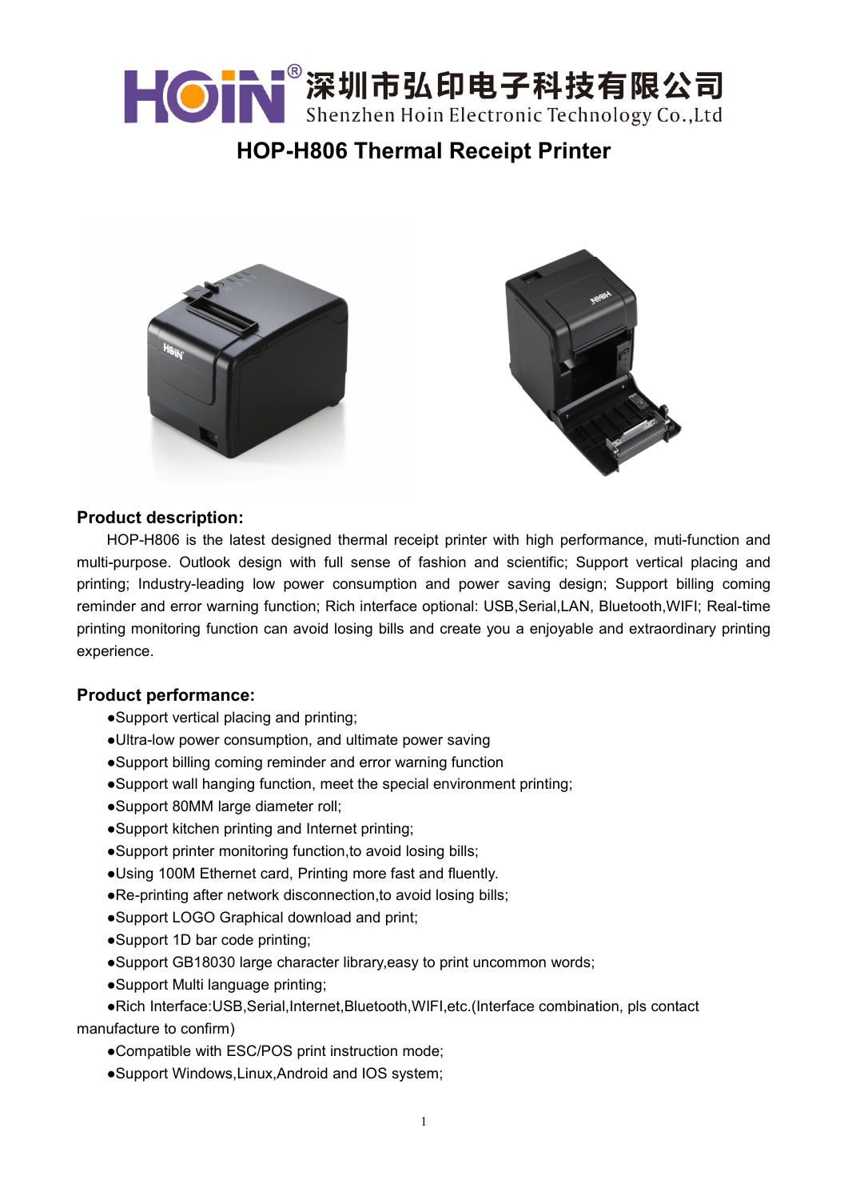HOIN® 深圳市弘印电子科技有限公司
Shenzhen Hoin Electronic Technology Co.,Ltd

# HOP-H806 Thermal Receipt Printer

## Product description:

HOP-H806 is the latest designed thermal receipt printer with high performance, muti-function and multi-purpose. Outlook design with full sense of fashion and scientific; Support vertical placing and printing; Industry-leading low power consumption and power saving design; Support billing coming reminder and error warning function; Rich interface optional: USB,Serial,LAN, Bluetooth,WIFI; Real-time printing monitoring function can avoid losing bills and create you a enjoyable and extraordinary printing experience.

## Product performance:

- Support vertical placing and printing;
- Ultra-low power consumption, and ultimate power saving
- Support billing coming reminder and error warning function
- Support wall hanging function, meet the special environment printing;
- Support 80MM large diameter roll;
- Support kitchen printing and Internet printing;
- Support printer monitoring function,to avoid losing bills;
- Using 100M Ethernet card, Printing more fast and fluently.
- Re-printing after network disconnection,to avoid losing bills;
- Support LOGO Graphical download and print;
- Support 1D bar code printing;
- Support GB18030 large character library,easy to print uncommon words;
- Support Multi language printing;
- Rich Interface:USB,Serial,Internet,Bluetooth,WIFI,etc.(Interface combination, pls contact manufacture to confirm)
- Compatible with ESC/POS print instruction mode;
- Support Windows,Linux,Android and IOS system;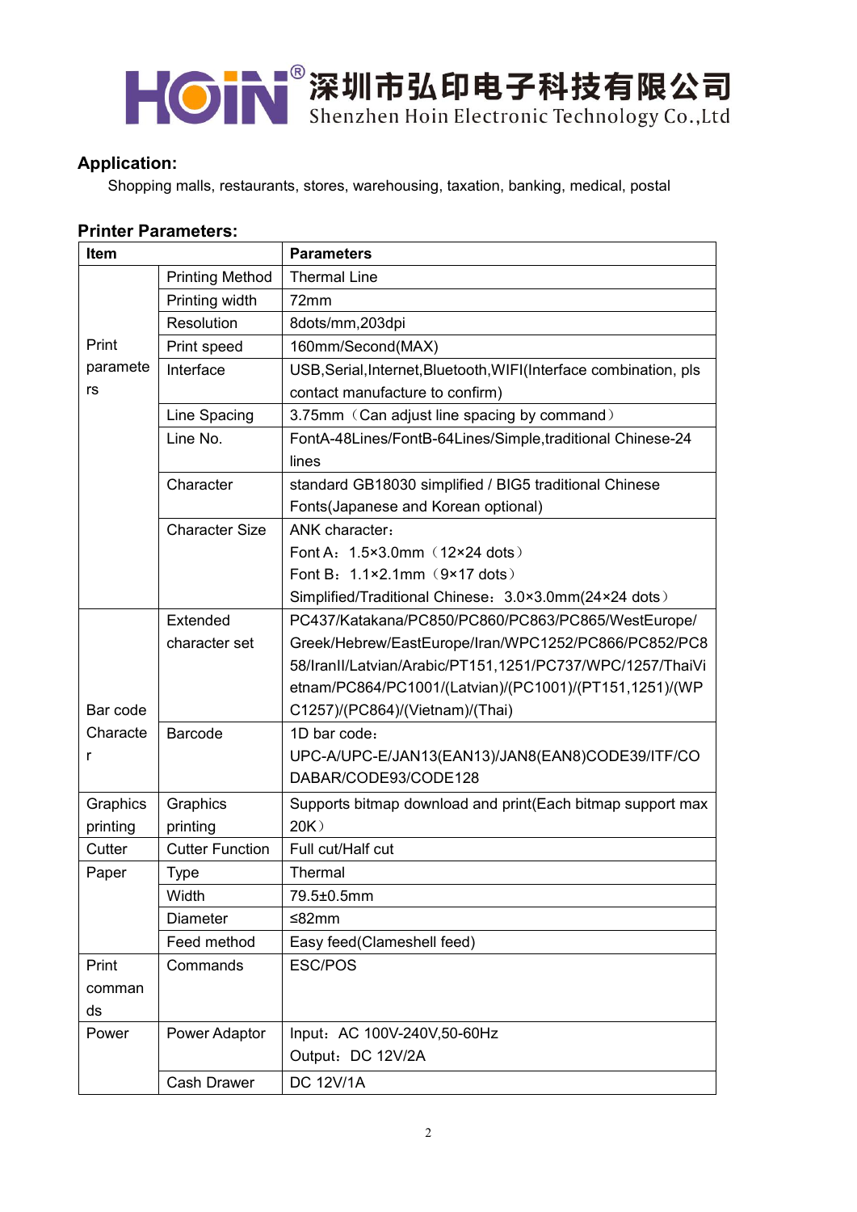**HOIN**® 深圳市弘印电子科技有限公司
Shenzhen Hoin Electronic Technology Co.,Ltd

### Application:

Shopping malls, restaurants, stores, warehousing, taxation, banking, medical, postal

### Printer Parameters:

| Item | | Parameters |
|---|---|---|
| Print parameters | Printing Method | Thermal Line |
| | Printing width | 72mm |
| | Resolution | 8dots/mm,203dpi |
| | Print speed | 160mm/Second(MAX) |
| | Interface | USB,Serial,Internet,Bluetooth,WIFI(Interface combination, pls contact manufacture to confirm) |
| | Line Spacing | 3.75mm（Can adjust line spacing by command） |
| | Line No. | FontA-48Lines/FontB-64Lines/Simple,traditional Chinese-24 lines |
| | Character | standard GB18030 simplified / BIG5 traditional Chinese Fonts(Japanese and Korean optional) |
| | Character Size | ANK character：<br>Font A：1.5×3.0mm（12×24 dots）<br>Font B：1.1×2.1mm（9×17 dots）<br>Simplified/Traditional Chinese：3.0×3.0mm(24×24 dots） |
| Bar code Character | Extended character set | PC437/Katakana/PC850/PC860/PC863/PC865/WestEurope/Greek/Hebrew/EastEurope/Iran/WPC1252/PC866/PC852/PC858/IranII/Latvian/Arabic/PT151,1251/PC737/WPC/1257/ThaiVietnam/PC864/PC1001/(Latvian)/(PC1001)/(PT151,1251)/(WPC1257)/(PC864)/(Vietnam)/(Thai) |
| | Barcode | 1D bar code：<br>UPC-A/UPC-E/JAN13(EAN13)/JAN8(EAN8)CODE39/ITF/CODABAR/CODE93/CODE128 |
| Graphics printing | Graphics printing | Supports bitmap download and print(Each bitmap support max 20K） |
| Cutter | Cutter Function | Full cut/Half cut |
| Paper | Type | Thermal |
| | Width | 79.5±0.5mm |
| | Diameter | ≤82mm |
| | Feed method | Easy feed(Clameshell feed) |
| Print commands | Commands | ESC/POS |
| Power | Power Adaptor | Input：AC 100V-240V,50-60Hz<br>Output：DC 12V/2A |
| | Cash Drawer | DC 12V/1A |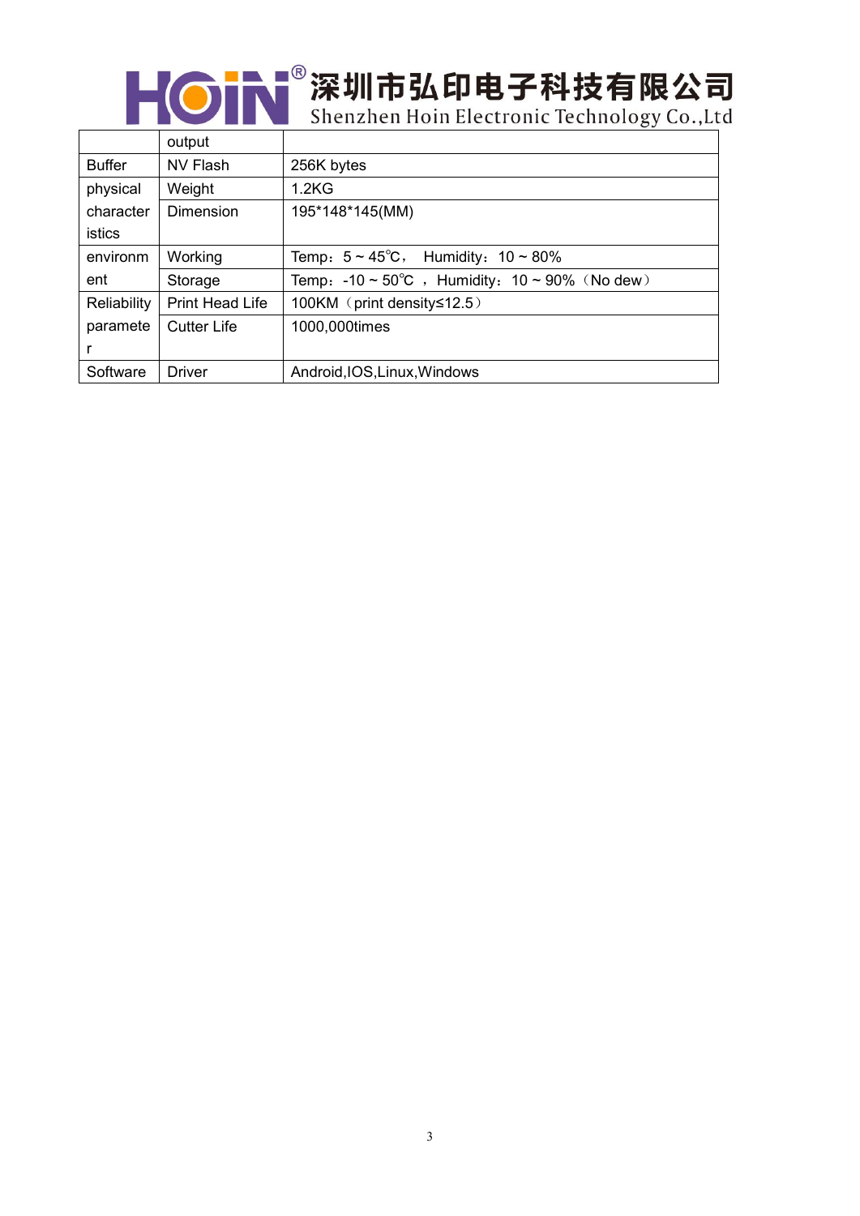| | | |
|---|---|---|
| | output | |
| Buffer | NV Flash | 256K bytes |
| physical characteristics | Weight | 1.2KG |
| | Dimension | 195*148*145(MM) |
| environment | Working | Temp：5 ~ 45℃， Humidity：10 ~ 80% |
| | Storage | Temp：-10 ~ 50℃ ， Humidity：10 ~ 90%（No dew） |
| Reliability parameter | Print Head Life | 100KM（print density≤12.5） |
| | Cutter Life | 1000,000times |
| Software | Driver | Android,IOS,Linux,Windows |